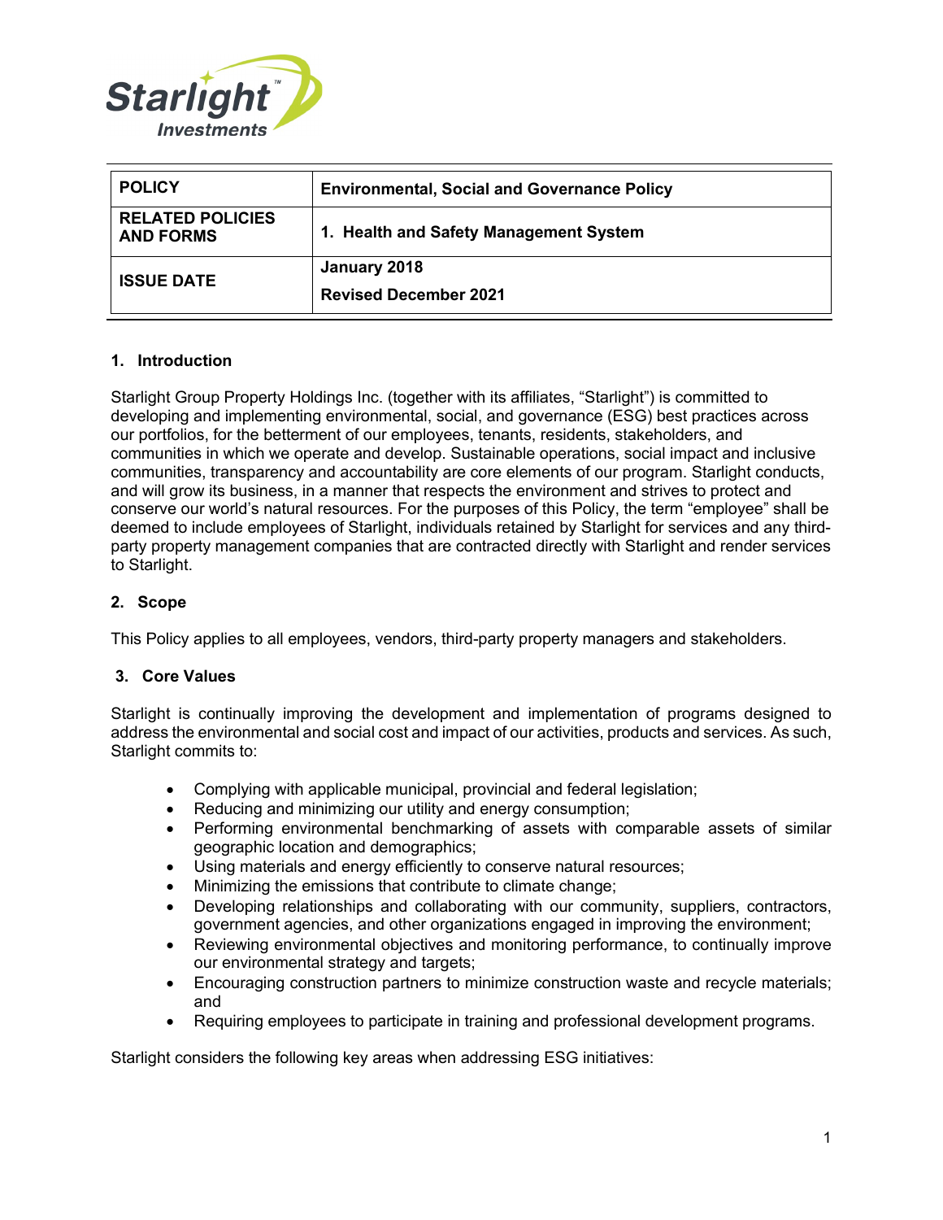| POLICY | Environmental, Social and Governance Policy |
|---|---|
| RELATED POLICIES AND FORMS | 1. Health and Safety Management System |
| ISSUE DATE | January 2018<br>Revised December 2021 |

## 1. Introduction

Starlight Group Property Holdings Inc. (together with its affiliates, "Starlight") is committed to developing and implementing environmental, social, and governance (ESG) best practices across our portfolios, for the betterment of our employees, tenants, residents, stakeholders, and communities in which we operate and develop. Sustainable operations, social impact and inclusive communities, transparency and accountability are core elements of our program. Starlight conducts, and will grow its business, in a manner that respects the environment and strives to protect and conserve our world's natural resources. For the purposes of this Policy, the term "employee" shall be deemed to include employees of Starlight, individuals retained by Starlight for services and any third-party property management companies that are contracted directly with Starlight and render services to Starlight.

## 2. Scope

This Policy applies to all employees, vendors, third-party property managers and stakeholders.

## 3. Core Values

Starlight is continually improving the development and implementation of programs designed to address the environmental and social cost and impact of our activities, products and services. As such, Starlight commits to:

- Complying with applicable municipal, provincial and federal legislation;
- Reducing and minimizing our utility and energy consumption;
- Performing environmental benchmarking of assets with comparable assets of similar geographic location and demographics;
- Using materials and energy efficiently to conserve natural resources;
- Minimizing the emissions that contribute to climate change;
- Developing relationships and collaborating with our community, suppliers, contractors, government agencies, and other organizations engaged in improving the environment;
- Reviewing environmental objectives and monitoring performance, to continually improve our environmental strategy and targets;
- Encouraging construction partners to minimize construction waste and recycle materials; and
- Requiring employees to participate in training and professional development programs.

Starlight considers the following key areas when addressing ESG initiatives: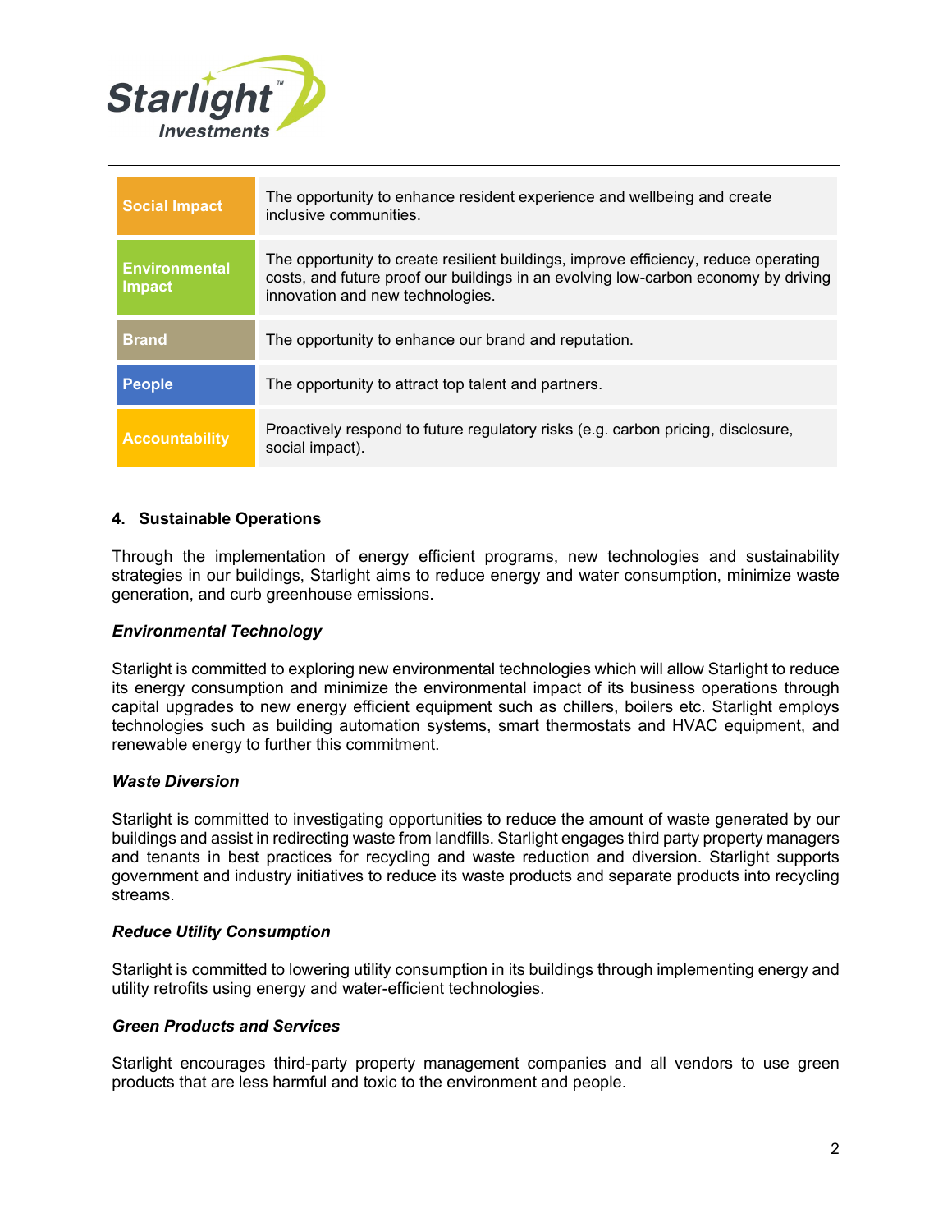| | |
|---|---|
| **Social Impact** | The opportunity to enhance resident experience and wellbeing and create inclusive communities. |
| **Environmental Impact** | The opportunity to create resilient buildings, improve efficiency, reduce operating costs, and future proof our buildings in an evolving low-carbon economy by driving innovation and new technologies. |
| **Brand** | The opportunity to enhance our brand and reputation. |
| **People** | The opportunity to attract top talent and partners. |
| **Accountability** | Proactively respond to future regulatory risks (e.g. carbon pricing, disclosure, social impact). |

## 4. Sustainable Operations

Through the implementation of energy efficient programs, new technologies and sustainability strategies in our buildings, Starlight aims to reduce energy and water consumption, minimize waste generation, and curb greenhouse emissions.

### *Environmental Technology*

Starlight is committed to exploring new environmental technologies which will allow Starlight to reduce its energy consumption and minimize the environmental impact of its business operations through capital upgrades to new energy efficient equipment such as chillers, boilers etc. Starlight employs technologies such as building automation systems, smart thermostats and HVAC equipment, and renewable energy to further this commitment.

### *Waste Diversion*

Starlight is committed to investigating opportunities to reduce the amount of waste generated by our buildings and assist in redirecting waste from landfills. Starlight engages third party property managers and tenants in best practices for recycling and waste reduction and diversion. Starlight supports government and industry initiatives to reduce its waste products and separate products into recycling streams.

### *Reduce Utility Consumption*

Starlight is committed to lowering utility consumption in its buildings through implementing energy and utility retrofits using energy and water-efficient technologies.

### *Green Products and Services*

Starlight encourages third-party property management companies and all vendors to use green products that are less harmful and toxic to the environment and people.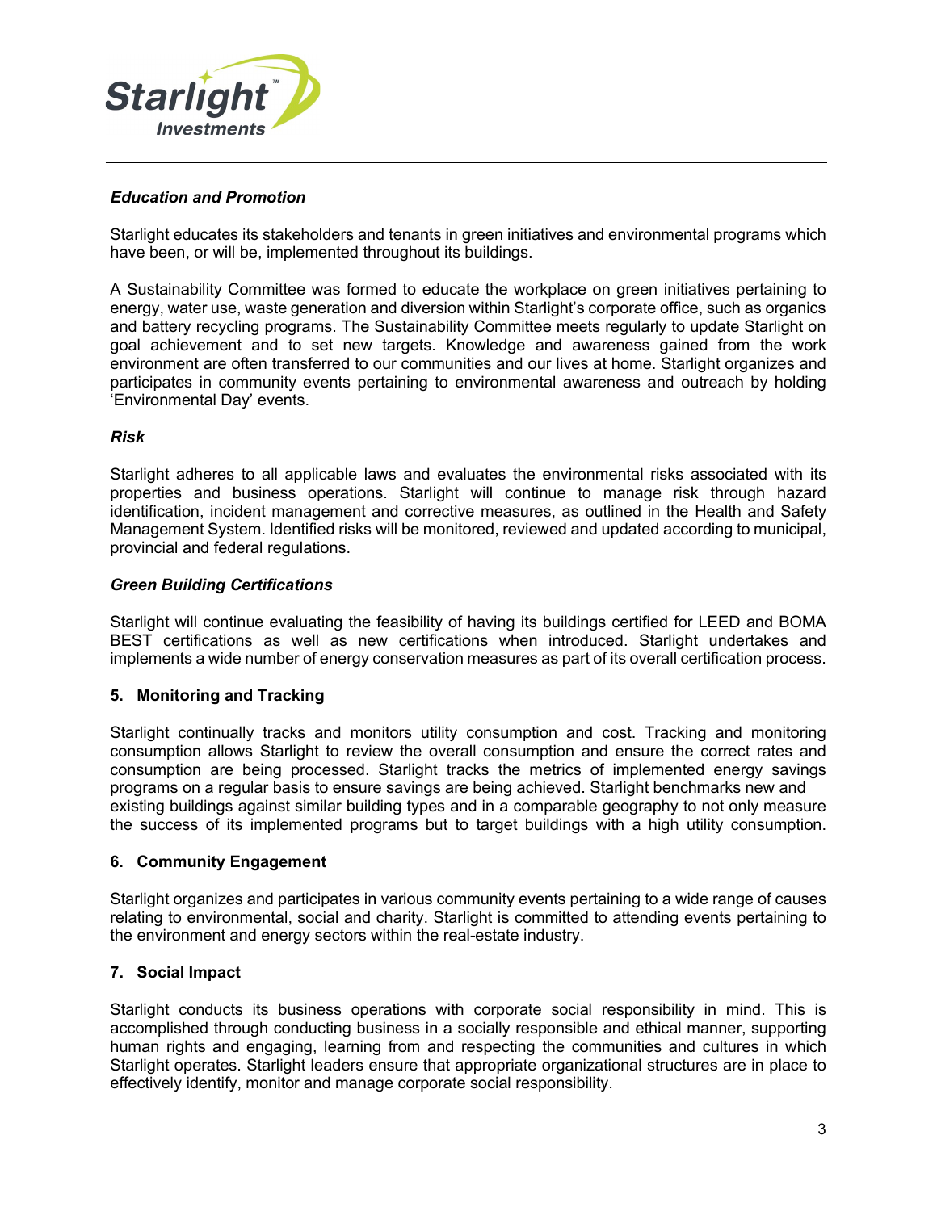### *Education and Promotion*

Starlight educates its stakeholders and tenants in green initiatives and environmental programs which have been, or will be, implemented throughout its buildings.

A Sustainability Committee was formed to educate the workplace on green initiatives pertaining to energy, water use, waste generation and diversion within Starlight's corporate office, such as organics and battery recycling programs. The Sustainability Committee meets regularly to update Starlight on goal achievement and to set new targets. Knowledge and awareness gained from the work environment are often transferred to our communities and our lives at home. Starlight organizes and participates in community events pertaining to environmental awareness and outreach by holding 'Environmental Day' events.

### *Risk*

Starlight adheres to all applicable laws and evaluates the environmental risks associated with its properties and business operations. Starlight will continue to manage risk through hazard identification, incident management and corrective measures, as outlined in the Health and Safety Management System. Identified risks will be monitored, reviewed and updated according to municipal, provincial and federal regulations.

### *Green Building Certifications*

Starlight will continue evaluating the feasibility of having its buildings certified for LEED and BOMA BEST certifications as well as new certifications when introduced. Starlight undertakes and implements a wide number of energy conservation measures as part of its overall certification process.

## 5. Monitoring and Tracking

Starlight continually tracks and monitors utility consumption and cost. Tracking and monitoring consumption allows Starlight to review the overall consumption and ensure the correct rates and consumption are being processed. Starlight tracks the metrics of implemented energy savings programs on a regular basis to ensure savings are being achieved. Starlight benchmarks new and existing buildings against similar building types and in a comparable geography to not only measure the success of its implemented programs but to target buildings with a high utility consumption.

## 6. Community Engagement

Starlight organizes and participates in various community events pertaining to a wide range of causes relating to environmental, social and charity. Starlight is committed to attending events pertaining to the environment and energy sectors within the real-estate industry.

## 7. Social Impact

Starlight conducts its business operations with corporate social responsibility in mind. This is accomplished through conducting business in a socially responsible and ethical manner, supporting human rights and engaging, learning from and respecting the communities and cultures in which Starlight operates. Starlight leaders ensure that appropriate organizational structures are in place to effectively identify, monitor and manage corporate social responsibility.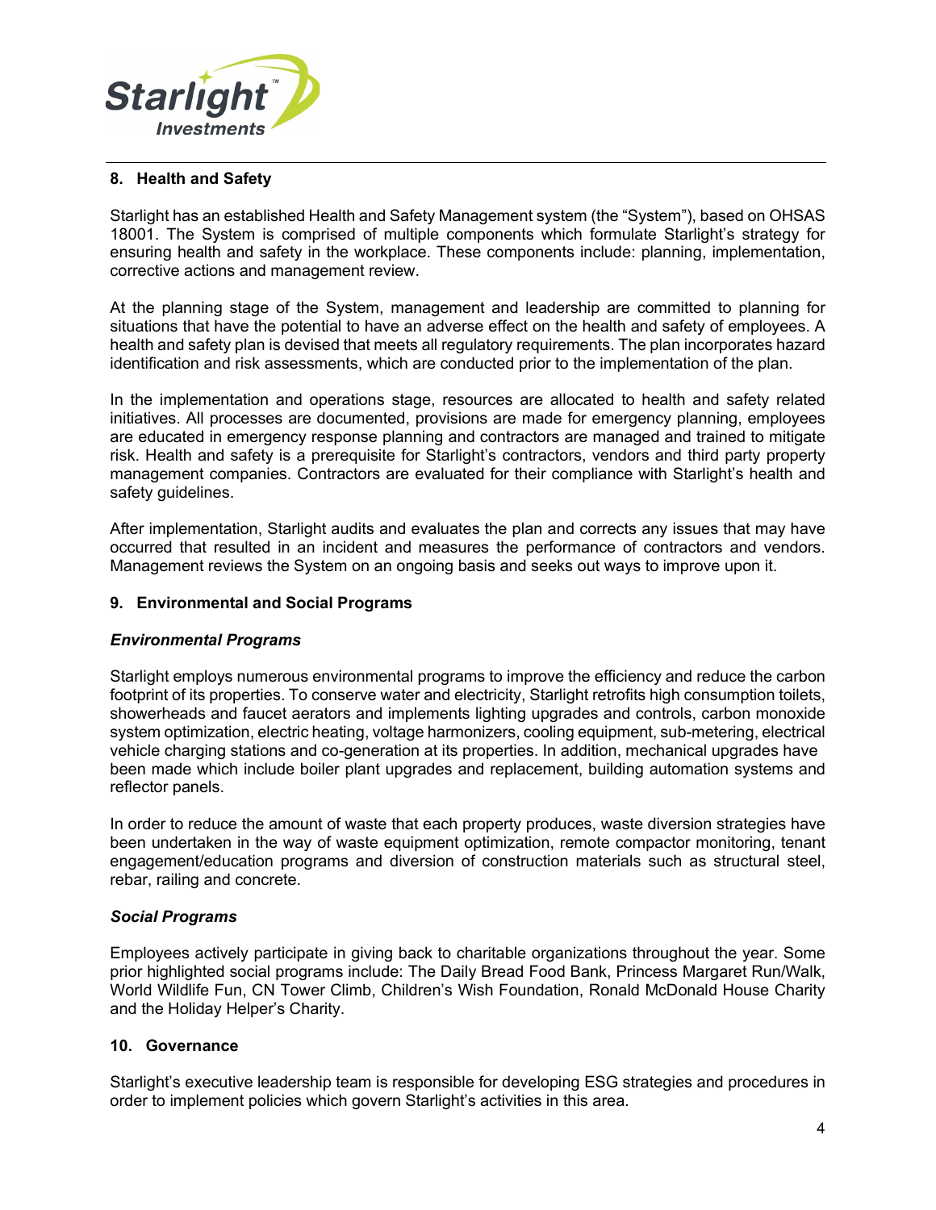## 8. Health and Safety

Starlight has an established Health and Safety Management system (the "System"), based on OHSAS 18001. The System is comprised of multiple components which formulate Starlight's strategy for ensuring health and safety in the workplace. These components include: planning, implementation, corrective actions and management review.

At the planning stage of the System, management and leadership are committed to planning for situations that have the potential to have an adverse effect on the health and safety of employees. A health and safety plan is devised that meets all regulatory requirements. The plan incorporates hazard identification and risk assessments, which are conducted prior to the implementation of the plan.

In the implementation and operations stage, resources are allocated to health and safety related initiatives. All processes are documented, provisions are made for emergency planning, employees are educated in emergency response planning and contractors are managed and trained to mitigate risk. Health and safety is a prerequisite for Starlight's contractors, vendors and third party property management companies. Contractors are evaluated for their compliance with Starlight's health and safety guidelines.

After implementation, Starlight audits and evaluates the plan and corrects any issues that may have occurred that resulted in an incident and measures the performance of contractors and vendors. Management reviews the System on an ongoing basis and seeks out ways to improve upon it.

## 9. Environmental and Social Programs

### *Environmental Programs*

Starlight employs numerous environmental programs to improve the efficiency and reduce the carbon footprint of its properties. To conserve water and electricity, Starlight retrofits high consumption toilets, showerheads and faucet aerators and implements lighting upgrades and controls, carbon monoxide system optimization, electric heating, voltage harmonizers, cooling equipment, sub-metering, electrical vehicle charging stations and co-generation at its properties. In addition, mechanical upgrades have been made which include boiler plant upgrades and replacement, building automation systems and reflector panels.

In order to reduce the amount of waste that each property produces, waste diversion strategies have been undertaken in the way of waste equipment optimization, remote compactor monitoring, tenant engagement/education programs and diversion of construction materials such as structural steel, rebar, railing and concrete.

### *Social Programs*

Employees actively participate in giving back to charitable organizations throughout the year. Some prior highlighted social programs include: The Daily Bread Food Bank, Princess Margaret Run/Walk, World Wildlife Fun, CN Tower Climb, Children's Wish Foundation, Ronald McDonald House Charity and the Holiday Helper's Charity.

## 10. Governance

Starlight's executive leadership team is responsible for developing ESG strategies and procedures in order to implement policies which govern Starlight's activities in this area.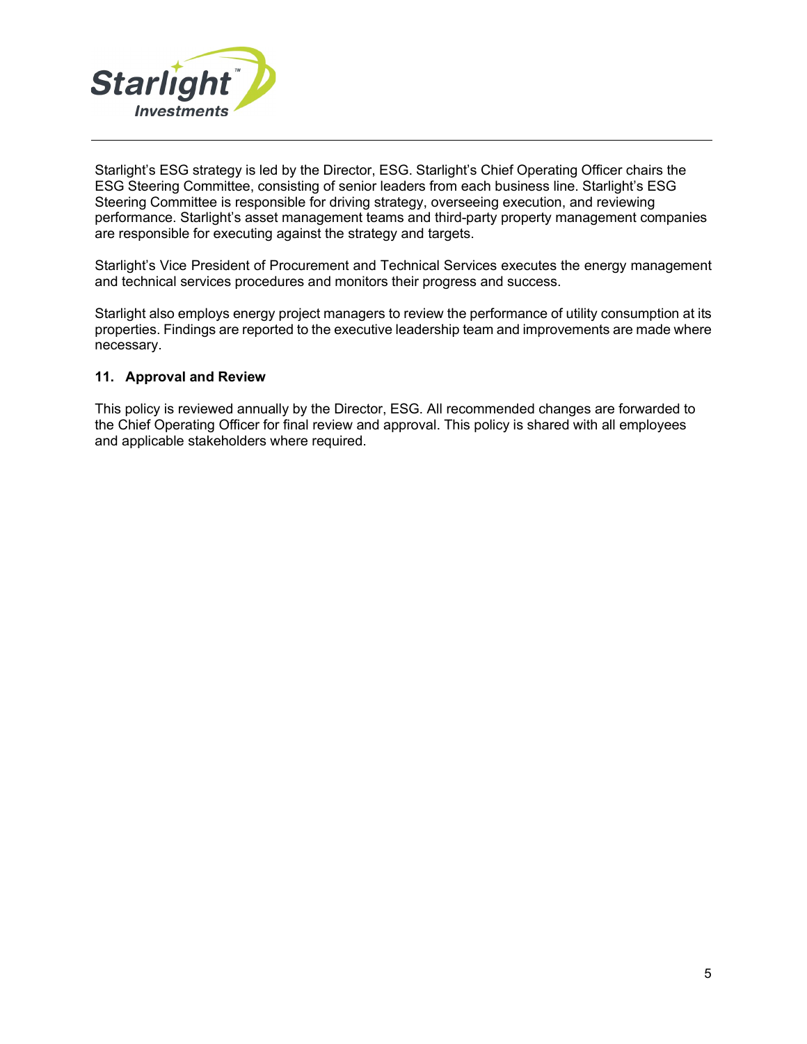Starlight's ESG strategy is led by the Director, ESG. Starlight's Chief Operating Officer chairs the ESG Steering Committee, consisting of senior leaders from each business line. Starlight's ESG Steering Committee is responsible for driving strategy, overseeing execution, and reviewing performance. Starlight's asset management teams and third-party property management companies are responsible for executing against the strategy and targets.

Starlight's Vice President of Procurement and Technical Services executes the energy management and technical services procedures and monitors their progress and success.

Starlight also employs energy project managers to review the performance of utility consumption at its properties. Findings are reported to the executive leadership team and improvements are made where necessary.

### 11. Approval and Review

This policy is reviewed annually by the Director, ESG. All recommended changes are forwarded to the Chief Operating Officer for final review and approval. This policy is shared with all employees and applicable stakeholders where required.